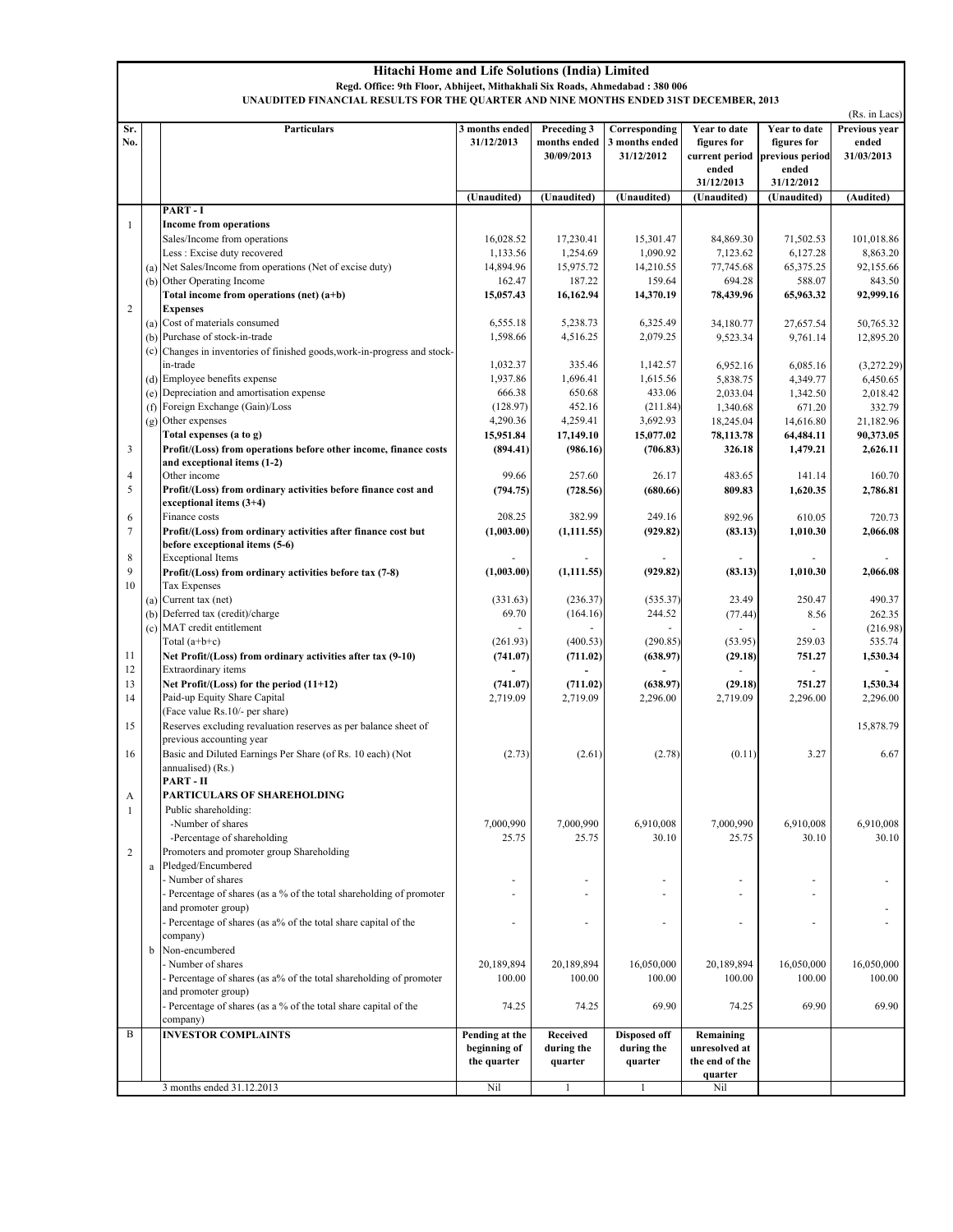# Hitachi Home and Life Solutions (India) Limited

**Regd. Office: 9th Floor, Abhijeet, Mithakhali Six Roads, Ahmedabad : 380 006**

**UNAUDITED FINANCIAL RESULTS FOR THE QUARTER AND NINE MONTHS ENDED 31ST DECEMBER, 2013**

(Rs. in Lacs)

| Sr. No. | | Particulars | 3 months ended 31/12/2013 | Preceding 3 months ended 30/09/2013 | Corresponding 3 months ended 31/12/2012 | Year to date figures for current period ended 31/12/2013 | Year to date figures for previous period ended 31/12/2012 | Previous year ended 31/03/2013 |
|---|---|---|---|---|---|---|---|---|
| | | | (Unaudited) | (Unaudited) | (Unaudited) | (Unaudited) | (Unaudited) | (Audited) |
| | | **PART - I** | | | | | | |
| 1 | | **Income from operations** | | | | | | |
| | | Sales/Income from operations | 16,028.52 | 17,230.41 | 15,301.47 | 84,869.30 | 71,502.53 | 101,018.86 |
| | | Less : Excise duty recovered | 1,133.56 | 1,254.69 | 1,090.92 | 7,123.62 | 6,127.28 | 8,863.20 |
| | (a) | Net Sales/Income from operations (Net of excise duty) | 14,894.96 | 15,975.72 | 14,210.55 | 77,745.68 | 65,375.25 | 92,155.66 |
| | (b) | Other Operating Income | 162.47 | 187.22 | 159.64 | 694.28 | 588.07 | 843.50 |
| | | **Total income from operations (net) (a+b)** | **15,057.43** | **16,162.94** | **14,370.19** | **78,439.96** | **65,963.32** | **92,999.16** |
| 2 | | **Expenses** | | | | | | |
| | (a) | Cost of materials consumed | 6,555.18 | 5,238.73 | 6,325.49 | 34,180.77 | 27,657.54 | 50,765.32 |
| | (b) | Purchase of stock-in-trade | 1,598.66 | 4,516.25 | 2,079.25 | 9,523.34 | 9,761.14 | 12,895.20 |
| | (c) | Changes in inventories of finished goods,work-in-progress and stock-in-trade | 1,032.37 | 335.46 | 1,142.57 | 6,952.16 | 6,085.16 | (3,272.29) |
| | (d) | Employee benefits expense | 1,937.86 | 1,696.41 | 1,615.56 | 5,838.75 | 4,349.77 | 6,450.65 |
| | (e) | Depreciation and amortisation expense | 666.38 | 650.68 | 433.06 | 2,033.04 | 1,342.50 | 2,018.42 |
| | (f) | Foreign Exchange (Gain)/Loss | (128.97) | 452.16 | (211.84) | 1,340.68 | 671.20 | 332.79 |
| | (g) | Other expenses | 4,290.36 | 4,259.41 | 3,692.93 | 18,245.04 | 14,616.80 | 21,182.96 |
| | | **Total expenses (a to g)** | **15,951.84** | **17,149.10** | **15,077.02** | **78,113.78** | **64,484.11** | **90,373.05** |
| 3 | | **Profit/(Loss) from operations before other income, finance costs and exceptional items (1-2)** | **(894.41)** | **(986.16)** | **(706.83)** | **326.18** | **1,479.21** | **2,626.11** |
| 4 | | Other income | 99.66 | 257.60 | 26.17 | 483.65 | 141.14 | 160.70 |
| 5 | | **Profit/(Loss) from ordinary activities before finance cost and exceptional items (3+4)** | **(794.75)** | **(728.56)** | **(680.66)** | **809.83** | **1,620.35** | **2,786.81** |
| 6 | | Finance costs | 208.25 | 382.99 | 249.16 | 892.96 | 610.05 | 720.73 |
| 7 | | **Profit/(Loss) from ordinary activities after finance cost but before exceptional items (5-6)** | **(1,003.00)** | **(1,111.55)** | **(929.82)** | **(83.13)** | **1,010.30** | **2,066.08** |
| 8 | | Exceptional Items | - | - | - | - | - | - |
| 9 | | **Profit/(Loss) from ordinary activities before tax (7-8)** | **(1,003.00)** | **(1,111.55)** | **(929.82)** | **(83.13)** | **1,010.30** | **2,066.08** |
| 10 | | Tax Expenses | | | | | | |
| | (a) | Current tax (net) | (331.63) | (236.37) | (535.37) | 23.49 | 250.47 | 490.37 |
| | (b) | Deferred tax (credit)/charge | 69.70 | (164.16) | 244.52 | (77.44) | 8.56 | 262.35 |
| | (c) | MAT credit entitlement | - | - | - | - | - | (216.98) |
| | | Total (a+b+c) | (261.93) | (400.53) | (290.85) | (53.95) | 259.03 | 535.74 |
| 11 | | **Net Profit/(Loss) from ordinary activities after tax (9-10)** | **(741.07)** | **(711.02)** | **(638.97)** | **(29.18)** | **751.27** | **1,530.34** |
| 12 | | Extraordinary items | **-** | **-** | **-** | **-** | - | **-** |
| 13 | | **Net Profit/(Loss) for the period (11+12)** | **(741.07)** | **(711.02)** | **(638.97)** | **(29.18)** | **751.27** | **1,530.34** |
| 14 | | Paid-up Equity Share Capital (Face value Rs.10/- per share) | 2,719.09 | 2,719.09 | 2,296.00 | 2,719.09 | 2,296.00 | 2,296.00 |
| 15 | | Reserves excluding revaluation reserves as per balance sheet of previous accounting year | | | | | | 15,878.79 |
| 16 | | Basic and Diluted Earnings Per Share (of Rs. 10 each) (Not annualised) (Rs.) | (2.73) | (2.61) | (2.78) | (0.11) | 3.27 | 6.67 |
| | | **PART - II** | | | | | | |
| A | | **PARTICULARS OF SHAREHOLDING** | | | | | | |
| 1 | | Public shareholding: | | | | | | |
| | | -Number of shares | 7,000,990 | 7,000,990 | 6,910,008 | 7,000,990 | 6,910,008 | 6,910,008 |
| | | -Percentage of shareholding | 25.75 | 25.75 | 30.10 | 25.75 | 30.10 | 30.10 |
| 2 | | Promoters and promoter group Shareholding | | | | | | |
| | a | Pledged/Encumbered | | | | | | |
| | | - Number of shares | - | - | - | - | - | - |
| | | - Percentage of shares (as a % of the total shareholding of promoter and promoter group) | - | - | - | - | - | - |
| | | - Percentage of shares (as a% of the total share capital of the company) | - | - | - | - | - | - |
| | b | Non-encumbered | | | | | | |
| | | - Number of shares | 20,189,894 | 20,189,894 | 16,050,000 | 20,189,894 | 16,050,000 | 16,050,000 |
| | | - Percentage of shares (as a% of the total shareholding of promoter and promoter group) | 100.00 | 100.00 | 100.00 | 100.00 | 100.00 | 100.00 |
| | | - Percentage of shares (as a % of the total share capital of the company) | 74.25 | 74.25 | 69.90 | 74.25 | 69.90 | 69.90 |
| B | | **INVESTOR COMPLAINTS** | **Pending at the beginning of the quarter** | **Received during the quarter** | **Disposed off during the quarter** | **Remaining unresolved at the end of the quarter** | | |
| | | 3 months ended 31.12.2013 | Nil | 1 | 1 | Nil | | |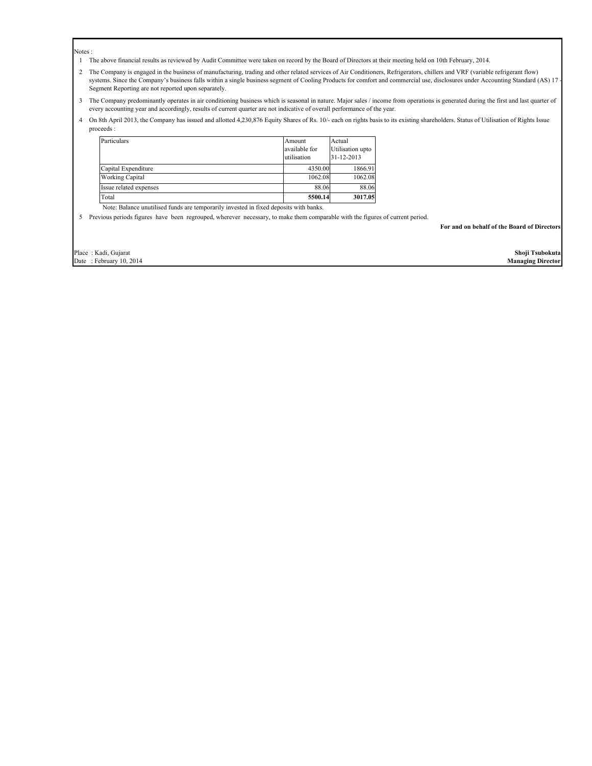Notes :

1. The above financial results as reviewed by Audit Committee were taken on record by the Board of Directors at their meeting held on 10th February, 2014.
2. The Company is engaged in the business of manufacturing, trading and other related services of Air Conditioners, Refrigerators, chillers and VRF (variable refrigerant flow) systems. Since the Company's business falls within a single business segment of Cooling Products for comfort and commercial use, disclosures under Accounting Standard (AS) 17 - Segment Reporting are not reported upon separately.
3. The Company predominantly operates in air conditioning business which is seasonal in nature. Major sales / income from operations is generated during the first and last quarter of every accounting year and accordingly, results of current quarter are not indicative of overall performance of the year.
4. On 8th April 2013, the Company has issued and allotted 4,230,876 Equity Shares of Rs. 10/- each on rights basis to its existing shareholders. Status of Utilisation of Rights Issue proceeds :

| Particulars | Amount available for utilisation | Actual Utilisation upto 31-12-2013 |
|---|---|---|
| Capital Expenditure | 4350.00 | 1866.91 |
| Working Capital | 1062.08 | 1062.08 |
| Issue related expenses | 88.06 | 88.06 |
| Total | **5500.14** | **3017.05** |

Note: Balance unutilised funds are temporarily invested in fixed deposits with banks.

5. Previous periods figures have been regrouped, wherever necessary, to make them comparable with the figures of current period.

**For and on behalf of the Board of Directors**

Place : Kadi, Gujarat
Date : February 10, 2014

**Shoji Tsubokuta**
**Managing Director**